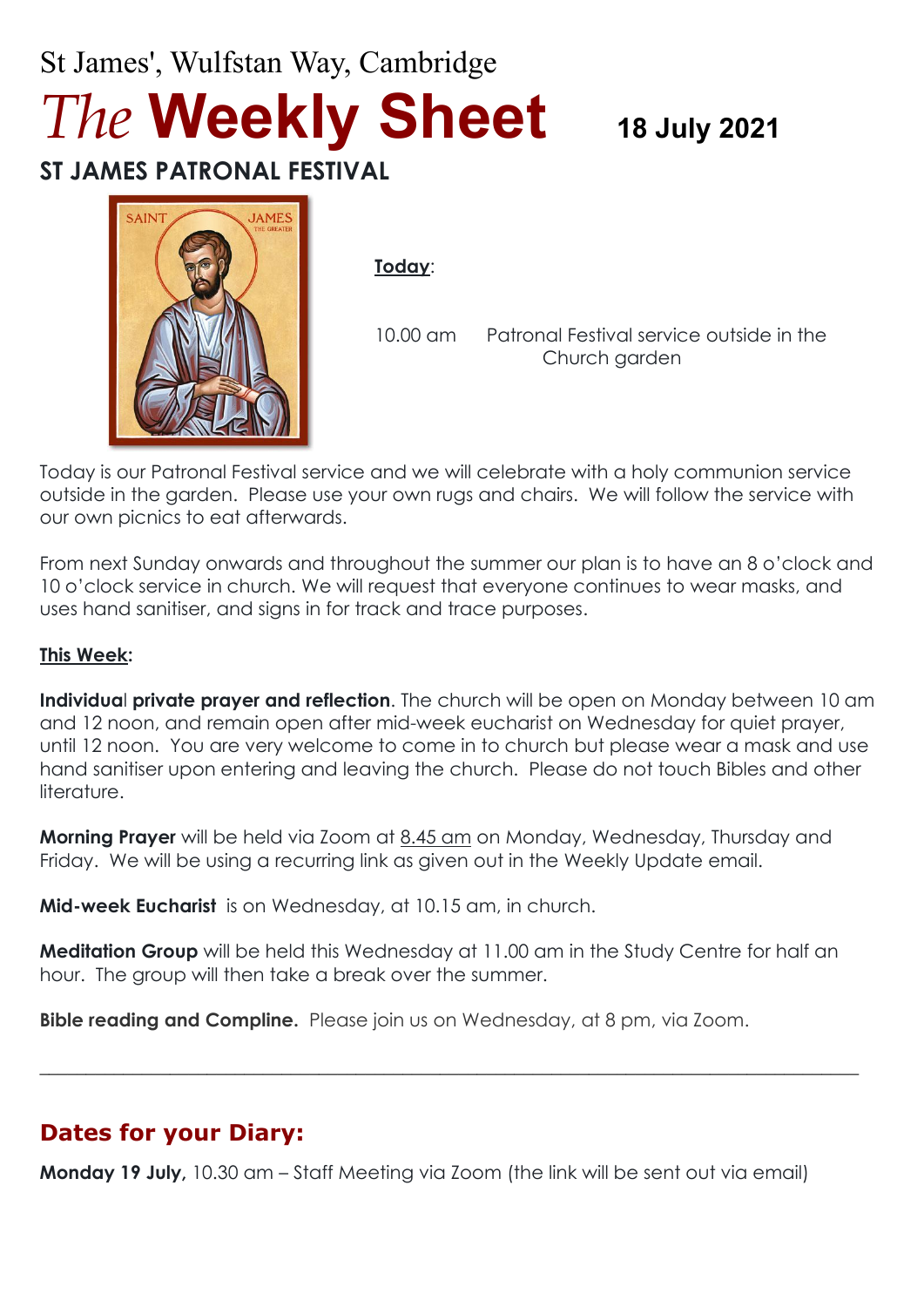St James', Wulfstan Way, Cambridge

# *The* **Weekly Sheet** 18 July 2021

## ST JAMES PATRONAL FESTIVAL

**Today**:

10.00 am Patronal Festival service outside in the Church garden

Today is our Patronal Festival service and we will celebrate with a holy communion service outside in the garden. Please use your own rugs and chairs. We will follow the service with our own picnics to eat afterwards.

From next Sunday onwards and throughout the summer our plan is to have an 8 o'clock and 10 o'clock service in church. We will request that everyone continues to wear masks, and uses hand sanitiser, and signs in for track and trace purposes.

**This Week:**

**Individual private prayer and reflection**. The church will be open on Monday between 10 am and 12 noon, and remain open after mid-week eucharist on Wednesday for quiet prayer, until 12 noon. You are very welcome to come in to church but please wear a mask and use hand sanitiser upon entering and leaving the church. Please do not touch Bibles and other literature.

**Morning Prayer** will be held via Zoom at 8.45 am on Monday, Wednesday, Thursday and Friday. We will be using a recurring link as given out in the Weekly Update email.

**Mid-week Eucharist** is on Wednesday, at 10.15 am, in church.

**Meditation Group** will be held this Wednesday at 11.00 am in the Study Centre for half an hour. The group will then take a break over the summer.

**Bible reading and Compline.** Please join us on Wednesday, at 8 pm, via Zoom.

---

## Dates for your Diary:

**Monday 19 July,** 10.30 am – Staff Meeting via Zoom (the link will be sent out via email)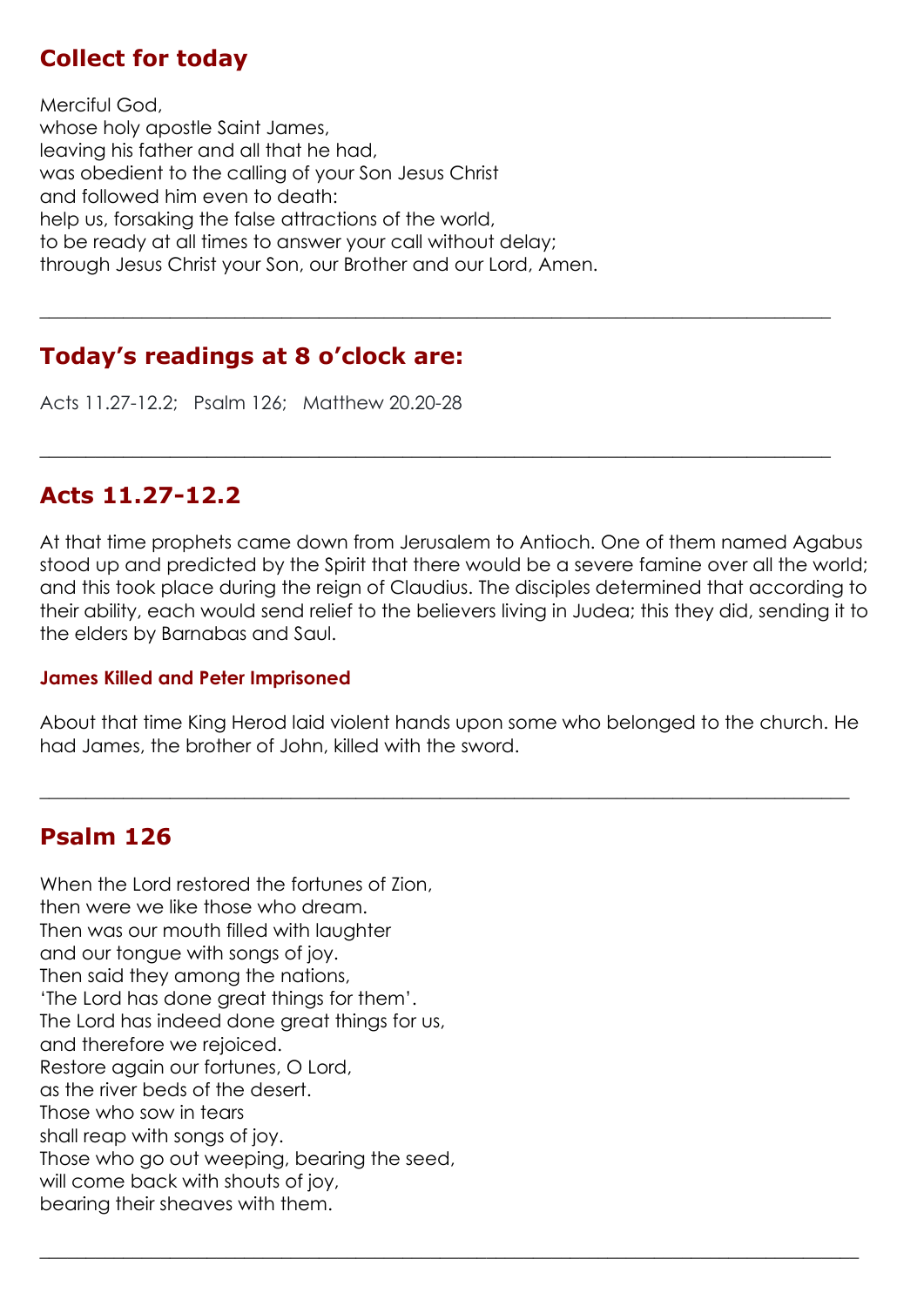## Collect for today

Merciful God,
whose holy apostle Saint James,
leaving his father and all that he had,
was obedient to the calling of your Son Jesus Christ
and followed him even to death:
help us, forsaking the false attractions of the world,
to be ready at all times to answer your call without delay;
through Jesus Christ your Son, our Brother and our Lord, Amen.

---

## Today's readings at 8 o'clock are:

Acts 11.27-12.2; Psalm 126; Matthew 20.20-28

---

## Acts 11.27-12.2

At that time prophets came down from Jerusalem to Antioch. One of them named Agabus stood up and predicted by the Spirit that there would be a severe famine over all the world; and this took place during the reign of Claudius. The disciples determined that according to their ability, each would send relief to the believers living in Judea; this they did, sending it to the elders by Barnabas and Saul.

### James Killed and Peter Imprisoned

About that time King Herod laid violent hands upon some who belonged to the church. He had James, the brother of John, killed with the sword.

---

## Psalm 126

When the Lord restored the fortunes of Zion,
then were we like those who dream.
Then was our mouth filled with laughter
and our tongue with songs of joy.
Then said they among the nations,
'The Lord has done great things for them'.
The Lord has indeed done great things for us,
and therefore we rejoiced.
Restore again our fortunes, O Lord,
as the river beds of the desert.
Those who sow in tears
shall reap with songs of joy.
Those who go out weeping, bearing the seed,
will come back with shouts of joy,
bearing their sheaves with them.

---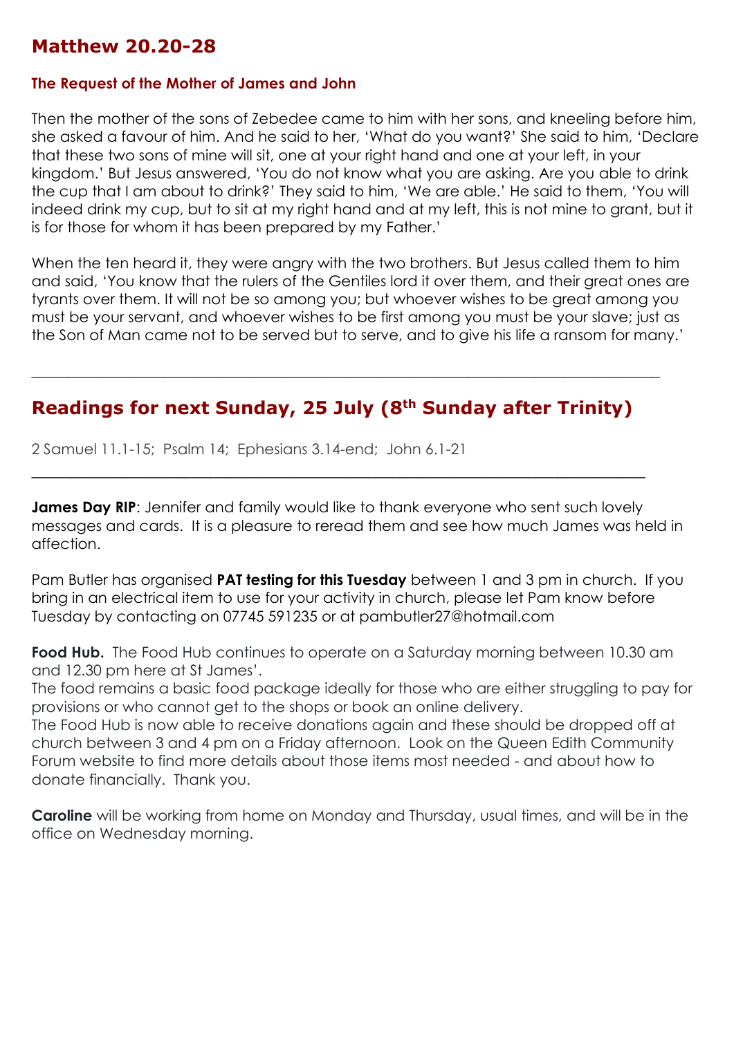## Matthew 20.20-28

### The Request of the Mother of James and John

Then the mother of the sons of Zebedee came to him with her sons, and kneeling before him, she asked a favour of him. And he said to her, 'What do you want?' She said to him, 'Declare that these two sons of mine will sit, one at your right hand and one at your left, in your kingdom.' But Jesus answered, 'You do not know what you are asking. Are you able to drink the cup that I am about to drink?' They said to him, 'We are able.' He said to them, 'You will indeed drink my cup, but to sit at my right hand and at my left, this is not mine to grant, but it is for those for whom it has been prepared by my Father.'

When the ten heard it, they were angry with the two brothers. But Jesus called them to him and said, 'You know that the rulers of the Gentiles lord it over them, and their great ones are tyrants over them. It will not be so among you; but whoever wishes to be great among you must be your servant, and whoever wishes to be first among you must be your slave; just as the Son of Man came not to be served but to serve, and to give his life a ransom for many.'

---

## Readings for next Sunday, 25 July (8th Sunday after Trinity)

2 Samuel 11.1-15; Psalm 14; Ephesians 3.14-end; John 6.1-21

---

**James Day RIP**: Jennifer and family would like to thank everyone who sent such lovely messages and cards. It is a pleasure to reread them and see how much James was held in affection.

Pam Butler has organised **PAT testing for this Tuesday** between 1 and 3 pm in church. If you bring in an electrical item to use for your activity in church, please let Pam know before Tuesday by contacting on 07745 591235 or at pambutler27@hotmail.com

**Food Hub.** The Food Hub continues to operate on a Saturday morning between 10.30 am and 12.30 pm here at St James'.
The food remains a basic food package ideally for those who are either struggling to pay for provisions or who cannot get to the shops or book an online delivery.
The Food Hub is now able to receive donations again and these should be dropped off at church between 3 and 4 pm on a Friday afternoon. Look on the Queen Edith Community Forum website to find more details about those items most needed - and about how to donate financially. Thank you.

**Caroline** will be working from home on Monday and Thursday, usual times, and will be in the office on Wednesday morning.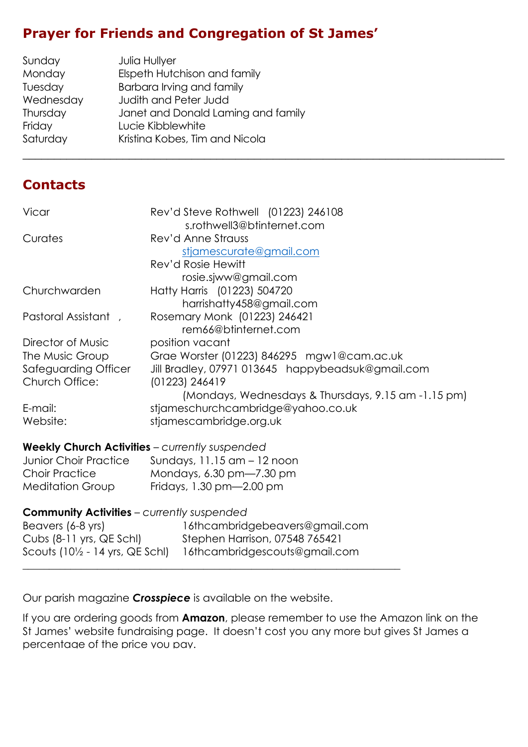## Prayer for Friends and Congregation of St James'

| | |
|---|---|
| Sunday | Julia Hullyer |
| Monday | Elspeth Hutchison and family |
| Tuesday | Barbara Irving and family |
| Wednesday | Judith and Peter Judd |
| Thursday | Janet and Donald Laming and family |
| Friday | Lucie Kibblewhite |
| Saturday | Kristina Kobes, Tim and Nicola |

---

## Contacts

| | |
|---|---|
| Vicar | Rev'd Steve Rothwell (01223) 246108<br>s.rothwell3@btinternet.com |
| Curates | Rev'd Anne Strauss<br>stjamescurate@gmail.com<br>Rev'd Rosie Hewitt<br>rosie.sjww@gmail.com |
| Churchwarden | Hatty Harris (01223) 504720<br>harrishatty458@gmail.com |
| Pastoral Assistant , | Rosemary Monk (01223) 246421<br>rem66@btinternet.com |
| Director of Music | position vacant |
| The Music Group | Grae Worster (01223) 846295 mgw1@cam.ac.uk |
| Safeguarding Officer | Jill Bradley, 07971 013645 happybeadsuk@gmail.com |
| Church Office: | (01223) 246419<br>(Mondays, Wednesdays & Thursdays, 9.15 am -1.15 pm) |
| E-mail: | stjameschurchcambridge@yahoo.co.uk |
| Website: | stjamescambridge.org.uk |

**Weekly Church Activities** – *currently suspended*

| | |
|---|---|
| Junior Choir Practice | Sundays, 11.15 am – 12 noon |
| Choir Practice | Mondays, 6.30 pm—7.30 pm |
| Meditation Group | Fridays, 1.30 pm—2.00 pm |

**Community Activities** – *currently suspended*

| | |
|---|---|
| Beavers (6-8 yrs) | 16thcambridgebeavers@gmail.com |
| Cubs (8-11 yrs, QE Schl) | Stephen Harrison, 07548 765421 |
| Scouts (10½ - 14 yrs, QE Schl) | 16thcambridgescouts@gmail.com |

---

Our parish magazine ***Crosspiece*** is available on the website.

If you are ordering goods from **Amazon**, please remember to use the Amazon link on the St James' website fundraising page. It doesn't cost you any more but gives St James a percentage of the price you pay.